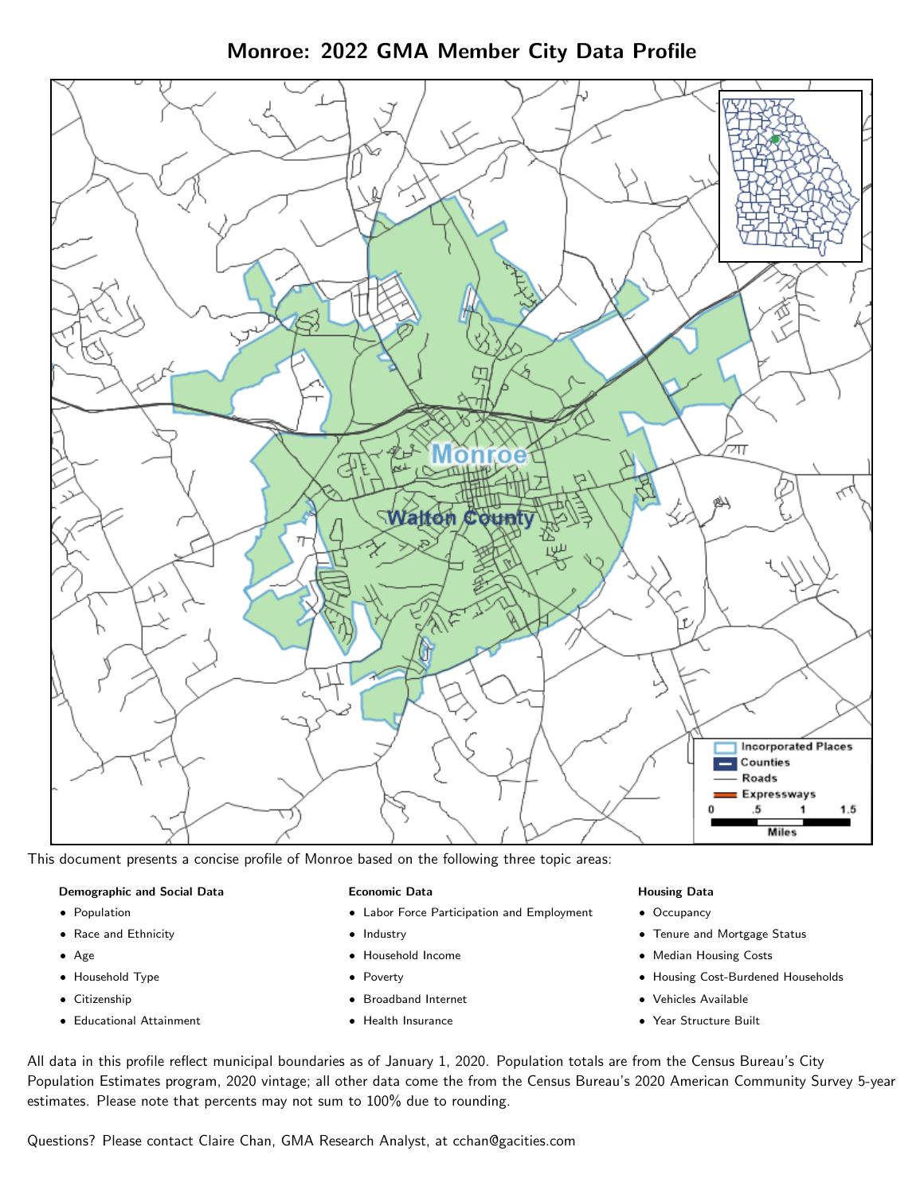# Monroe: 2022 GMA Member City Data Profile

This document presents a concise profile of Monroe based on the following three topic areas:

**Demographic and Social Data**

- Population
- Race and Ethnicity
- Age
- Household Type
- Citizenship
- Educational Attainment

**Economic Data**

- Labor Force Participation and Employment
- Industry
- Household Income
- Poverty
- Broadband Internet
- Health Insurance

**Housing Data**

- Occupancy
- Tenure and Mortgage Status
- Median Housing Costs
- Housing Cost-Burdened Households
- Vehicles Available
- Year Structure Built

All data in this profile reflect municipal boundaries as of January 1, 2020. Population totals are from the Census Bureau's City Population Estimates program, 2020 vintage; all other data come the from the Census Bureau's 2020 American Community Survey 5-year estimates. Please note that percents may not sum to 100% due to rounding.

Questions? Please contact Claire Chan, GMA Research Analyst, at cchan@gacities.com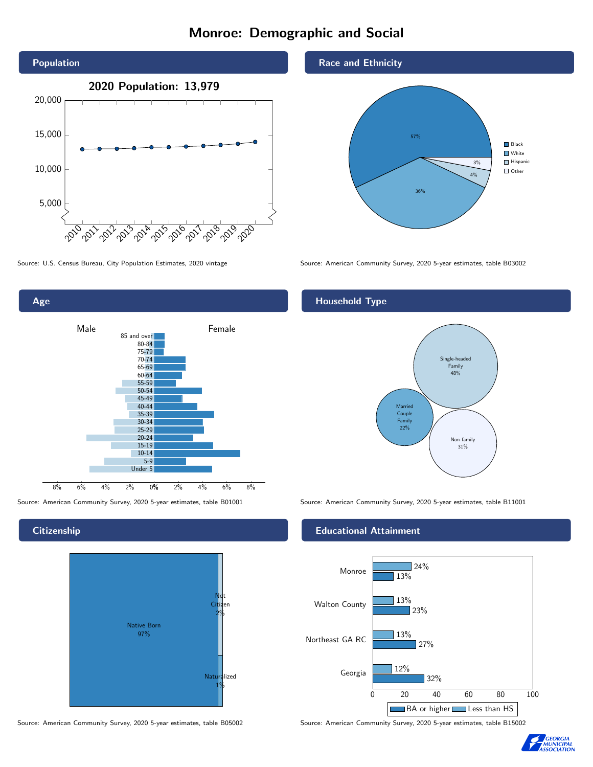# Monroe: Demographic and Social

## Population

2020 Population: 13,979

Source: U.S. Census Bureau, City Population Estimates, 2020 vintage

## Race and Ethnicity

| Race/Ethnicity | Percent |
|---|---|
| Black | 57% |
| White | 36% |
| Hispanic | 4% |
| Other | 3% |

Source: American Community Survey, 2020 5-year estimates, table B03002

## Age

Source: American Community Survey, 2020 5-year estimates, table B01001

## Household Type

| Household Type | Percent |
|---|---|
| Single-headed Family | 48% |
| Married Couple Family | 22% |
| Non-family | 31% |

Source: American Community Survey, 2020 5-year estimates, table B11001

## Citizenship

| Citizenship | Percent |
|---|---|
| Native Born | 97% |
| Not Citizen | 2% |
| Naturalized | 1% |

Source: American Community Survey, 2020 5-year estimates, table B05002

## Educational Attainment

| | Less than HS | BA or higher |
|---|---|---|
| Monroe | 24% | 13% |
| Walton County | 13% | 23% |
| Northeast GA RC | 13% | 27% |
| Georgia | 12% | 32% |

Source: American Community Survey, 2020 5-year estimates, table B15002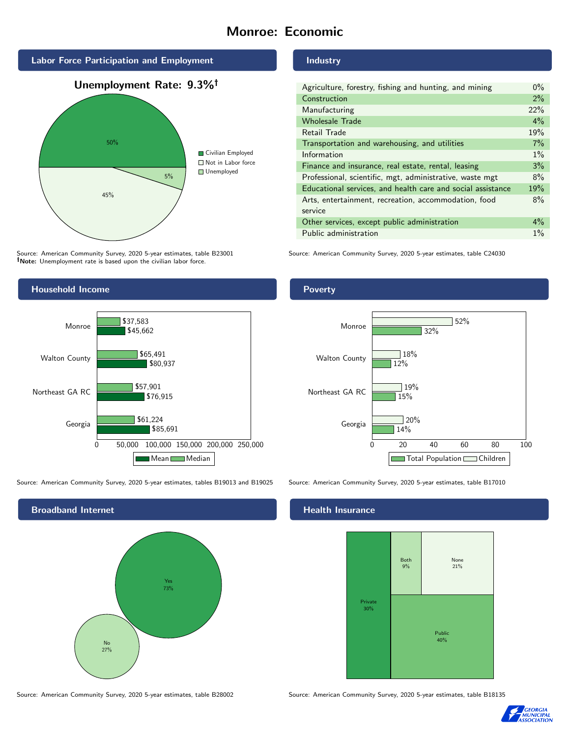# Monroe: Economic

## Labor Force Participation and Employment

**Unemployment Rate: 9.3%†**

| Category | Percent |
| --- | --- |
| Civilian Employed | 50% |
| Not in Labor force | 45% |
| Unemployed | 5% |

Source: American Community Survey, 2020 5-year estimates, table B23001
**†Note:** Unemployment rate is based upon the civilian labor force.

## Industry

| Industry | Percent |
| --- | --- |
| Agriculture, forestry, fishing and hunting, and mining | 0% |
| Construction | 2% |
| Manufacturing | 22% |
| Wholesale Trade | 4% |
| Retail Trade | 19% |
| Transportation and warehousing, and utilities | 7% |
| Information | 1% |
| Finance and insurance, real estate, rental, leasing | 3% |
| Professional, scientific, mgt, administrative, waste mgt | 8% |
| Educational services, and health care and social assistance | 19% |
| Arts, entertainment, recreation, accommodation, food service | 8% |
| Other services, except public administration | 4% |
| Public administration | 1% |

Source: American Community Survey, 2020 5-year estimates, table C24030

## Household Income

| | Median | Mean |
| --- | --- | --- |
| Monroe | $37,583 | $45,662 |
| Walton County | $65,491 | $80,937 |
| Northeast GA RC | $57,901 | $76,915 |
| Georgia | $61,224 | $85,691 |

Source: American Community Survey, 2020 5-year estimates, tables B19013 and B19025

## Poverty

| | Children | Total Population |
| --- | --- | --- |
| Monroe | 52% | 32% |
| Walton County | 18% | 12% |
| Northeast GA RC | 19% | 15% |
| Georgia | 20% | 14% |

Source: American Community Survey, 2020 5-year estimates, table B17010

## Broadband Internet

| | Percent |
| --- | --- |
| Yes | 73% |
| No | 27% |

Source: American Community Survey, 2020 5-year estimates, table B28002

## Health Insurance

| | Percent |
| --- | --- |
| Private | 30% |
| Both | 9% |
| None | 21% |
| Public | 40% |

Source: American Community Survey, 2020 5-year estimates, table B18135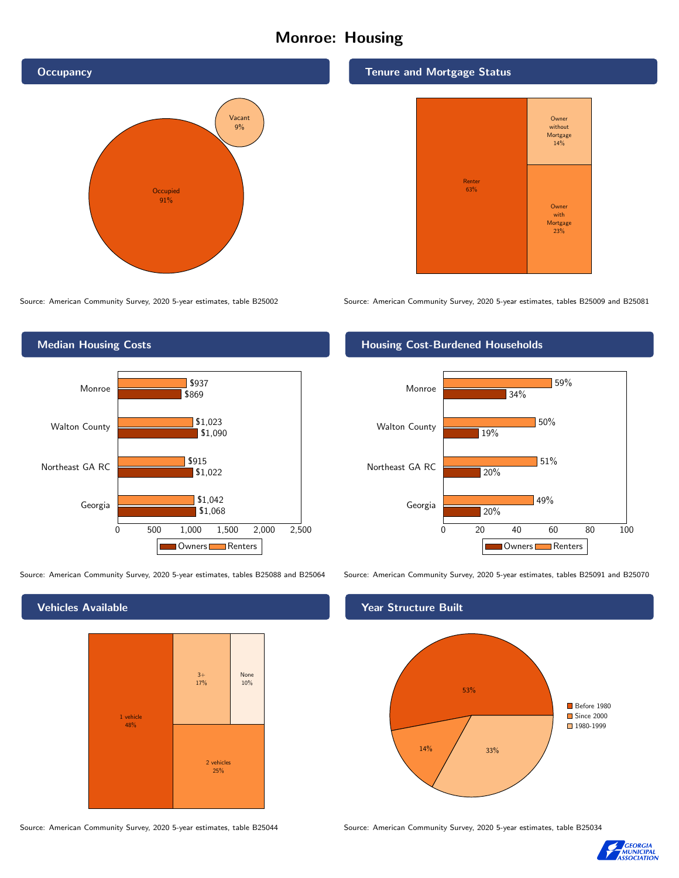# Monroe: Housing

## Occupancy

Vacant
9%

Occupied
91%

Source: American Community Survey, 2020 5-year estimates, table B25002

## Tenure and Mortgage Status

Renter
63%

Owner without Mortgage
14%

Owner with Mortgage
23%

Source: American Community Survey, 2020 5-year estimates, tables B25009 and B25081

## Median Housing Costs

Monroe
$937
$869

Walton County
$1,023
$1,090

Northeast GA RC
$915
$1,022

Georgia
$1,042
$1,068

0 500 1,000 1,500 2,000 2,500

Owners Renters

Source: American Community Survey, 2020 5-year estimates, tables B25088 and B25064

## Housing Cost-Burdened Households

Monroe
59%
34%

Walton County
50%
19%

Northeast GA RC
51%
20%

Georgia
49%
20%

0 20 40 60 80 100

Owners Renters

Source: American Community Survey, 2020 5-year estimates, tables B25091 and B25070

## Vehicles Available

1 vehicle
48%

3+
17%

None
10%

2 vehicles
25%

Source: American Community Survey, 2020 5-year estimates, table B25044

## Year Structure Built

53%

14%

33%

Before 1980
Since 2000
1980-1999

Source: American Community Survey, 2020 5-year estimates, table B25034

GEORGIA MUNICIPAL ASSOCIATION